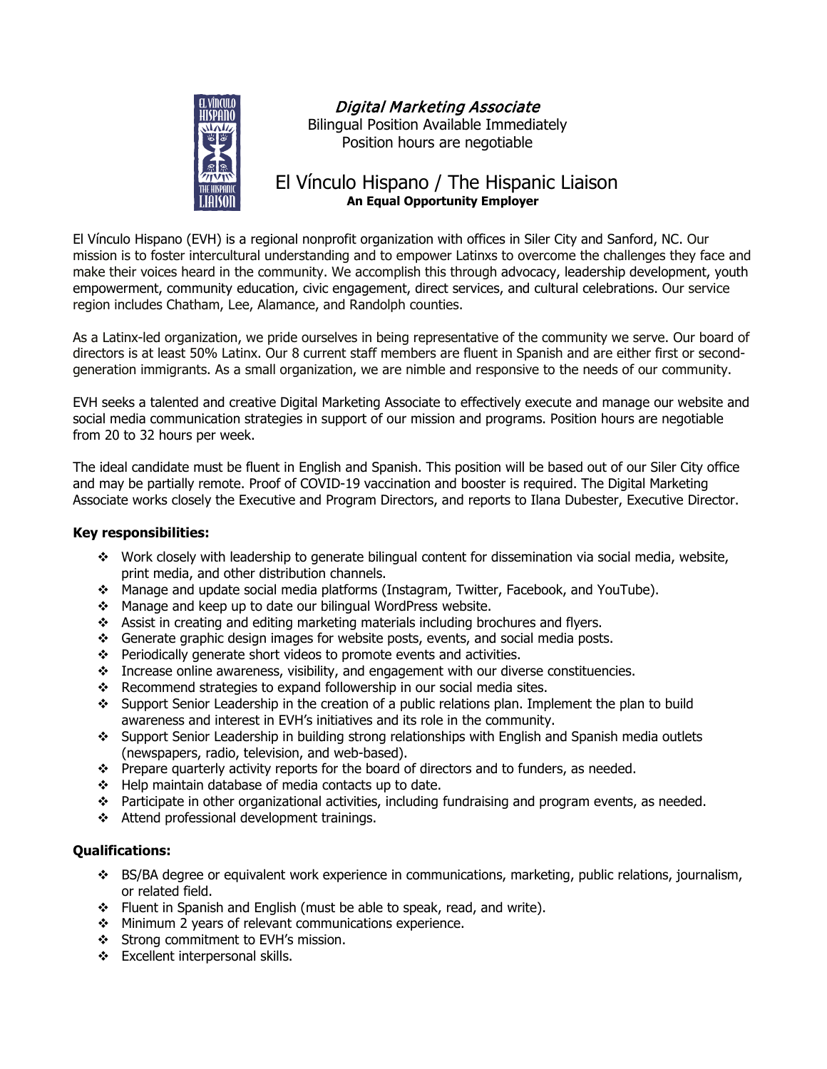# *Digital Marketing Associate*

Bilingual Position Available Immediately
Position hours are negotiable

## El Vínculo Hispano / The Hispanic Liaison

**An Equal Opportunity Employer**

El Vínculo Hispano (EVH) is a regional nonprofit organization with offices in Siler City and Sanford, NC. Our mission is to foster intercultural understanding and to empower Latinxs to overcome the challenges they face and make their voices heard in the community. We accomplish this through advocacy, leadership development, youth empowerment, community education, civic engagement, direct services, and cultural celebrations. Our service region includes Chatham, Lee, Alamance, and Randolph counties.

As a Latinx-led organization, we pride ourselves in being representative of the community we serve. Our board of directors is at least 50% Latinx. Our 8 current staff members are fluent in Spanish and are either first or second-generation immigrants. As a small organization, we are nimble and responsive to the needs of our community.

EVH seeks a talented and creative Digital Marketing Associate to effectively execute and manage our website and social media communication strategies in support of our mission and programs. Position hours are negotiable from 20 to 32 hours per week.

The ideal candidate must be fluent in English and Spanish. This position will be based out of our Siler City office and may be partially remote. Proof of COVID-19 vaccination and booster is required. The Digital Marketing Associate works closely the Executive and Program Directors, and reports to Ilana Dubester, Executive Director.

**Key responsibilities:**

- Work closely with leadership to generate bilingual content for dissemination via social media, website, print media, and other distribution channels.
- Manage and update social media platforms (Instagram, Twitter, Facebook, and YouTube).
- Manage and keep up to date our bilingual WordPress website.
- Assist in creating and editing marketing materials including brochures and flyers.
- Generate graphic design images for website posts, events, and social media posts.
- Periodically generate short videos to promote events and activities.
- Increase online awareness, visibility, and engagement with our diverse constituencies.
- Recommend strategies to expand followership in our social media sites.
- Support Senior Leadership in the creation of a public relations plan. Implement the plan to build awareness and interest in EVH's initiatives and its role in the community.
- Support Senior Leadership in building strong relationships with English and Spanish media outlets (newspapers, radio, television, and web-based).
- Prepare quarterly activity reports for the board of directors and to funders, as needed.
- Help maintain database of media contacts up to date.
- Participate in other organizational activities, including fundraising and program events, as needed.
- Attend professional development trainings.

**Qualifications:**

- BS/BA degree or equivalent work experience in communications, marketing, public relations, journalism, or related field.
- Fluent in Spanish and English (must be able to speak, read, and write).
- Minimum 2 years of relevant communications experience.
- Strong commitment to EVH's mission.
- Excellent interpersonal skills.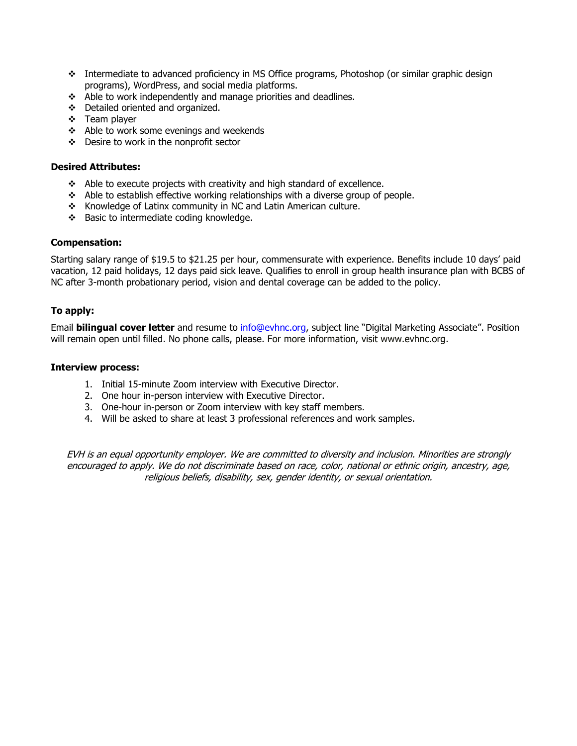- Intermediate to advanced proficiency in MS Office programs, Photoshop (or similar graphic design programs), WordPress, and social media platforms.
- Able to work independently and manage priorities and deadlines.
- Detailed oriented and organized.
- Team player
- Able to work some evenings and weekends
- Desire to work in the nonprofit sector

**Desired Attributes:**

- Able to execute projects with creativity and high standard of excellence.
- Able to establish effective working relationships with a diverse group of people.
- Knowledge of Latinx community in NC and Latin American culture.
- Basic to intermediate coding knowledge.

**Compensation:**

Starting salary range of $19.5 to $21.25 per hour, commensurate with experience. Benefits include 10 days' paid vacation, 12 paid holidays, 12 days paid sick leave. Qualifies to enroll in group health insurance plan with BCBS of NC after 3-month probationary period, vision and dental coverage can be added to the policy.

**To apply:**

Email **bilingual cover letter** and resume to info@evhnc.org, subject line "Digital Marketing Associate". Position will remain open until filled. No phone calls, please. For more information, visit www.evhnc.org.

**Interview process:**

1. Initial 15-minute Zoom interview with Executive Director.
2. One hour in-person interview with Executive Director.
3. One-hour in-person or Zoom interview with key staff members.
4. Will be asked to share at least 3 professional references and work samples.

*EVH is an equal opportunity employer. We are committed to diversity and inclusion. Minorities are strongly encouraged to apply. We do not discriminate based on race, color, national or ethnic origin, ancestry, age, religious beliefs, disability, sex, gender identity, or sexual orientation.*